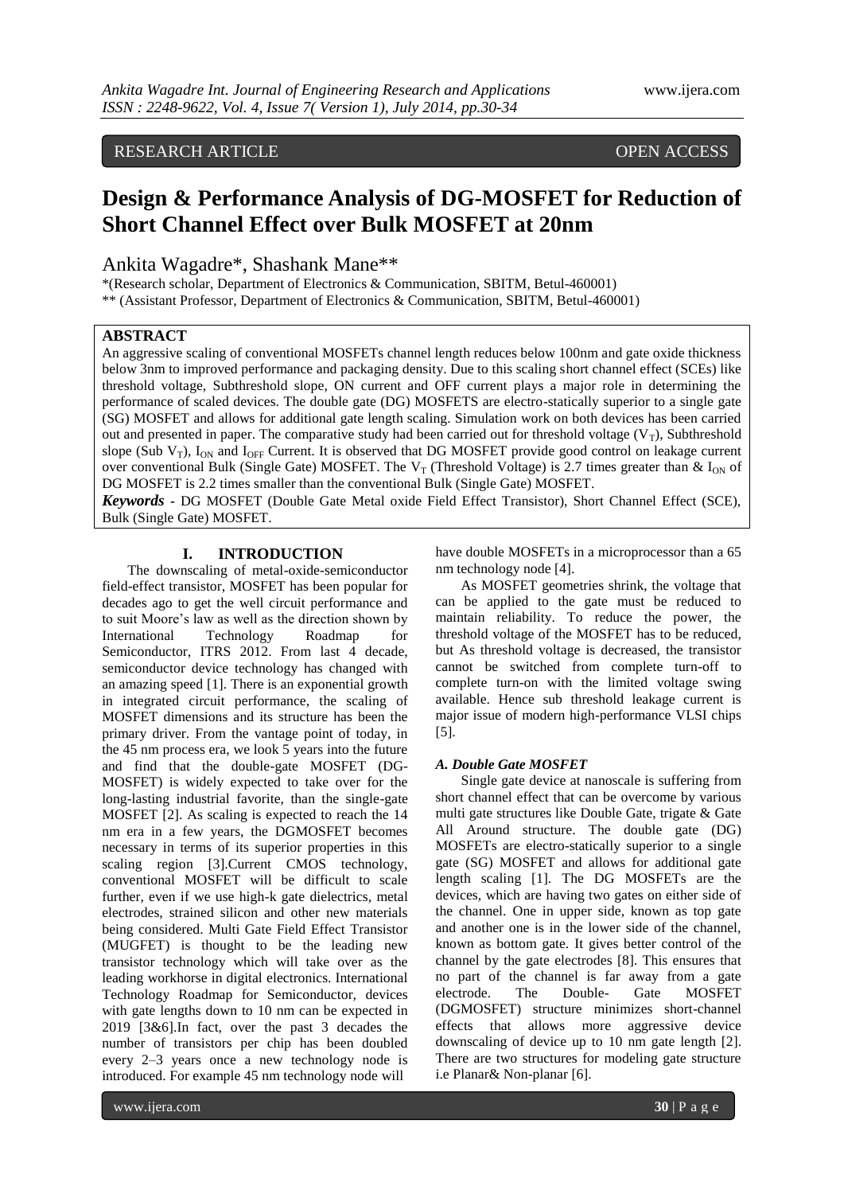RESEARCH ARTICLE OPEN ACCESS

# Design & Performance Analysis of DG-MOSFET for Reduction of Short Channel Effect over Bulk MOSFET at 20nm

Ankita Wagadre*, Shashank Mane**

*(Research scholar, Department of Electronics & Communication, SBITM, Betul-460001)
** (Assistant Professor, Department of Electronics & Communication, SBITM, Betul-460001)

## ABSTRACT

An aggressive scaling of conventional MOSFETs channel length reduces below 100nm and gate oxide thickness below 3nm to improved performance and packaging density. Due to this scaling short channel effect (SCEs) like threshold voltage, Subthreshold slope, ON current and OFF current plays a major role in determining the performance of scaled devices. The double gate (DG) MOSFETS are electro-statically superior to a single gate (SG) MOSFET and allows for additional gate length scaling. Simulation work on both devices has been carried out and presented in paper. The comparative study had been carried out for threshold voltage ($V_T$), Subthreshold slope (Sub $V_T$), $I_{ON}$ and $I_{OFF}$ Current. It is observed that DG MOSFET provide good control on leakage current over conventional Bulk (Single Gate) MOSFET. The $V_T$ (Threshold Voltage) is 2.7 times greater than & $I_{ON}$ of DG MOSFET is 2.2 times smaller than the conventional Bulk (Single Gate) MOSFET.

***Keywords*** - DG MOSFET (Double Gate Metal oxide Field Effect Transistor), Short Channel Effect (SCE), Bulk (Single Gate) MOSFET.

## I. INTRODUCTION

The downscaling of metal-oxide-semiconductor field-effect transistor, MOSFET has been popular for decades ago to get the well circuit performance and to suit Moore's law as well as the direction shown by International Technology Roadmap for Semiconductor, ITRS 2012. From last 4 decade, semiconductor device technology has changed with an amazing speed [1]. There is an exponential growth in integrated circuit performance, the scaling of MOSFET dimensions and its structure has been the primary driver. From the vantage point of today, in the 45 nm process era, we look 5 years into the future and find that the double-gate MOSFET (DG-MOSFET) is widely expected to take over for the long-lasting industrial favorite, than the single-gate MOSFET [2]. As scaling is expected to reach the 14 nm era in a few years, the DGMOSFET becomes necessary in terms of its superior properties in this scaling region [3].Current CMOS technology, conventional MOSFET will be difficult to scale further, even if we use high-k gate dielectrics, metal electrodes, strained silicon and other new materials being considered. Multi Gate Field Effect Transistor (MUGFET) is thought to be the leading new transistor technology which will take over as the leading workhorse in digital electronics. International Technology Roadmap for Semiconductor, devices with gate lengths down to 10 nm can be expected in 2019 [3&6].In fact, over the past 3 decades the number of transistors per chip has been doubled every 2–3 years once a new technology node is introduced. For example 45 nm technology node will have double MOSFETs in a microprocessor than a 65 nm technology node [4].

As MOSFET geometries shrink, the voltage that can be applied to the gate must be reduced to maintain reliability. To reduce the power, the threshold voltage of the MOSFET has to be reduced, but As threshold voltage is decreased, the transistor cannot be switched from complete turn-off to complete turn-on with the limited voltage swing available. Hence sub threshold leakage current is major issue of modern high-performance VLSI chips [5].

### *A. Double Gate MOSFET*

Single gate device at nanoscale is suffering from short channel effect that can be overcome by various multi gate structures like Double Gate, trigate & Gate All Around structure. The double gate (DG) MOSFETs are electro-statically superior to a single gate (SG) MOSFET and allows for additional gate length scaling [1]. The DG MOSFETs are the devices, which are having two gates on either side of the channel. One in upper side, known as top gate and another one is in the lower side of the channel, known as bottom gate. It gives better control of the channel by the gate electrodes [8]. This ensures that no part of the channel is far away from a gate electrode. The Double- Gate MOSFET (DGMOSFET) structure minimizes short-channel effects that allows more aggressive device downscaling of device up to 10 nm gate length [2]. There are two structures for modeling gate structure i.e Planar& Non-planar [6].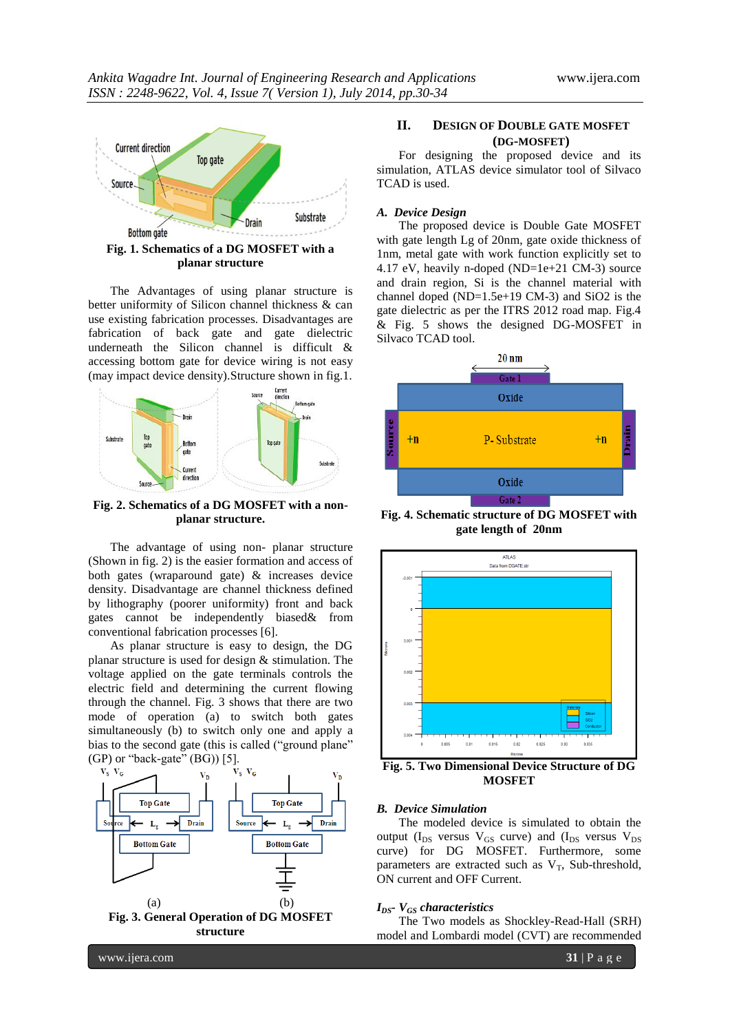Fig. 1. Schematics of a DG MOSFET with a planar structure

The Advantages of using planar structure is better uniformity of Silicon channel thickness & can use existing fabrication processes. Disadvantages are fabrication of back gate and gate dielectric underneath the Silicon channel is difficult & accessing bottom gate for device wiring is not easy (may impact device density).Structure shown in fig.1.

Fig. 2. Schematics of a DG MOSFET with a non-planar structure.

The advantage of using non- planar structure (Shown in fig. 2) is the easier formation and access of both gates (wraparound gate) & increases device density. Disadvantage are channel thickness defined by lithography (poorer uniformity) front and back gates cannot be independently biased& from conventional fabrication processes [6].

As planar structure is easy to design, the DG planar structure is used for design & stimulation. The voltage applied on the gate terminals controls the electric field and determining the current flowing through the channel. Fig. 3 shows that there are two mode of operation (a) to switch both gates simultaneously (b) to switch only one and apply a bias to the second gate (this is called ("ground plane" (GP) or "back-gate" (BG)) [5].

Fig. 3. General Operation of DG MOSFET structure

## II. Design of Double Gate MOSFET (DG-MOSFET)

For designing the proposed device and its simulation, ATLAS device simulator tool of Silvaco TCAD is used.

### *A. Device Design*

The proposed device is Double Gate MOSFET with gate length Lg of 20nm, gate oxide thickness of 1nm, metal gate with work function explicitly set to 4.17 eV, heavily n-doped (ND=1e+21 CM-3) source and drain region, Si is the channel material with channel doped (ND=1.5e+19 CM-3) and SiO2 is the gate dielectric as per the ITRS 2012 road map. Fig.4 & Fig. 5 shows the designed DG-MOSFET in Silvaco TCAD tool.

Fig. 4. Schematic structure of DG MOSFET with gate length of 20nm

Fig. 5. Two Dimensional Device Structure of DG MOSFET

### *B. Device Simulation*

The modeled device is simulated to obtain the output ($I_{DS}$ versus $V_{GS}$ curve) and ($I_{DS}$ versus $V_{DS}$ curve) for DG MOSFET. Furthermore, some parameters are extracted such as $V_T$, Sub-threshold, ON current and OFF Current.

#### *$I_{DS}$- $V_{GS}$ characteristics*

The Two models as Shockley-Read-Hall (SRH) model and Lombardi model (CVT) are recommended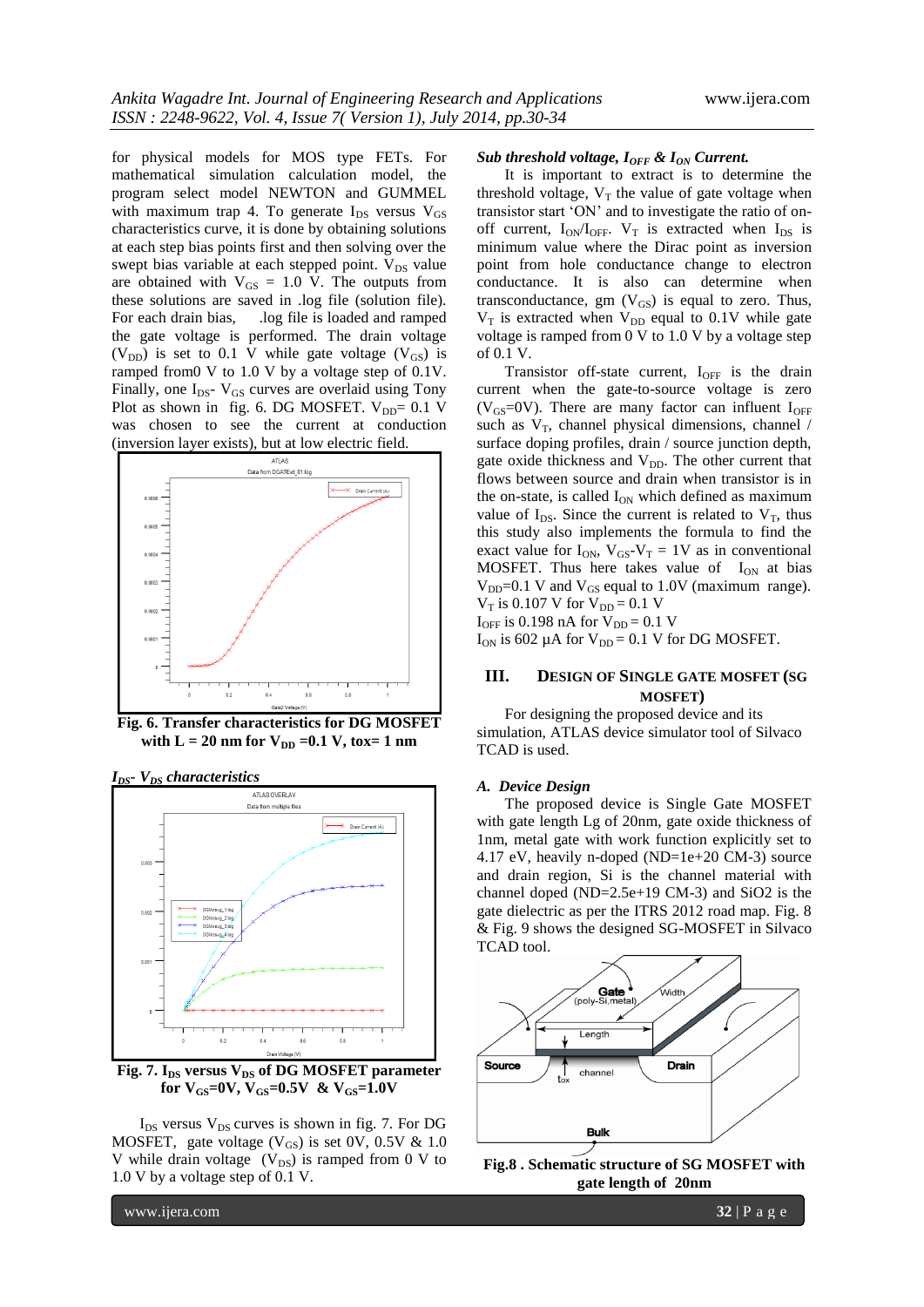for physical models for MOS type FETs. For mathematical simulation calculation model, the program select model NEWTON and GUMMEL with maximum trap 4. To generate $I_{DS}$ versus $V_{GS}$ characteristics curve, it is done by obtaining solutions at each step bias points first and then solving over the swept bias variable at each stepped point. $V_{DS}$ value are obtained with $V_{GS}$ = 1.0 V. The outputs from these solutions are saved in .log file (solution file). For each drain bias, .log file is loaded and ramped the gate voltage is performed. The drain voltage ($V_{DD}$) is set to 0.1 V while gate voltage ($V_{GS}$) is ramped from0 V to 1.0 V by a voltage step of 0.1V. Finally, one $I_{DS}$- $V_{GS}$ curves are overlaid using Tony Plot as shown in fig. 6. DG MOSFET. $V_{DD}$= 0.1 V was chosen to see the current at conduction (inversion layer exists), but at low electric field.

**Fig. 6. Transfer characteristics for DG MOSFET with L = 20 nm for $V_{DD}$ =0.1 V, tox= 1 nm**

***$I_{DS}$- $V_{DS}$ characteristics***

**Fig. 7. $I_{DS}$ versus $V_{DS}$ of DG MOSFET parameter for $V_{GS}$=0V, $V_{GS}$=0.5V & $V_{GS}$=1.0V**

$I_{DS}$ versus $V_{DS}$ curves is shown in fig. 7. For DG MOSFET, gate voltage ($V_{GS}$) is set 0V, 0.5V & 1.0 V while drain voltage ($V_{DS}$) is ramped from 0 V to 1.0 V by a voltage step of 0.1 V.

***Sub threshold voltage, $I_{OFF}$ & $I_{ON}$ Current.***

It is important to extract is to determine the threshold voltage, $V_T$ the value of gate voltage when transistor start 'ON' and to investigate the ratio of on-off current, $I_{ON}/I_{OFF}$. $V_T$ is extracted when $I_{DS}$ is minimum value where the Dirac point as inversion point from hole conductance change to electron conductance. It is also can determine when transconductance, gm ($V_{GS}$) is equal to zero. Thus, $V_T$ is extracted when $V_{DD}$ equal to 0.1V while gate voltage is ramped from 0 V to 1.0 V by a voltage step of 0.1 V.

Transistor off-state current, $I_{OFF}$ is the drain current when the gate-to-source voltage is zero ($V_{GS}$=0V). There are many factor can influent $I_{OFF}$ such as $V_T$, channel physical dimensions, channel / surface doping profiles, drain / source junction depth, gate oxide thickness and $V_{DD}$. The other current that flows between source and drain when transistor is in the on-state, is called $I_{ON}$ which defined as maximum value of $I_{DS}$. Since the current is related to $V_T$, thus this study also implements the formula to find the exact value for $I_{ON}$, $V_{GS}$-$V_T$ = 1V as in conventional MOSFET. Thus here takes value of $I_{ON}$ at bias $V_{DD}$=0.1 V and $V_{GS}$ equal to 1.0V (maximum range).

$V_T$ is 0.107 V for $V_{DD}$ = 0.1 V

$I_{OFF}$ is 0.198 nA for $V_{DD}$ = 0.1 V

$I_{ON}$ is 602 μA for $V_{DD}$ = 0.1 V for DG MOSFET.

## III. Design of Single Gate MOSFET (SG MOSFET)

For designing the proposed device and its simulation, ATLAS device simulator tool of Silvaco TCAD is used.

### *A. Device Design*

The proposed device is Single Gate MOSFET with gate length Lg of 20nm, gate oxide thickness of 1nm, metal gate with work function explicitly set to 4.17 eV, heavily n-doped (ND=1e+20 CM-3) source and drain region, Si is the channel material with channel doped (ND=2.5e+19 CM-3) and SiO2 is the gate dielectric as per the ITRS 2012 road map. Fig. 8 & Fig. 9 shows the designed SG-MOSFET in Silvaco TCAD tool.

**Fig.8 . Schematic structure of SG MOSFET with gate length of 20nm**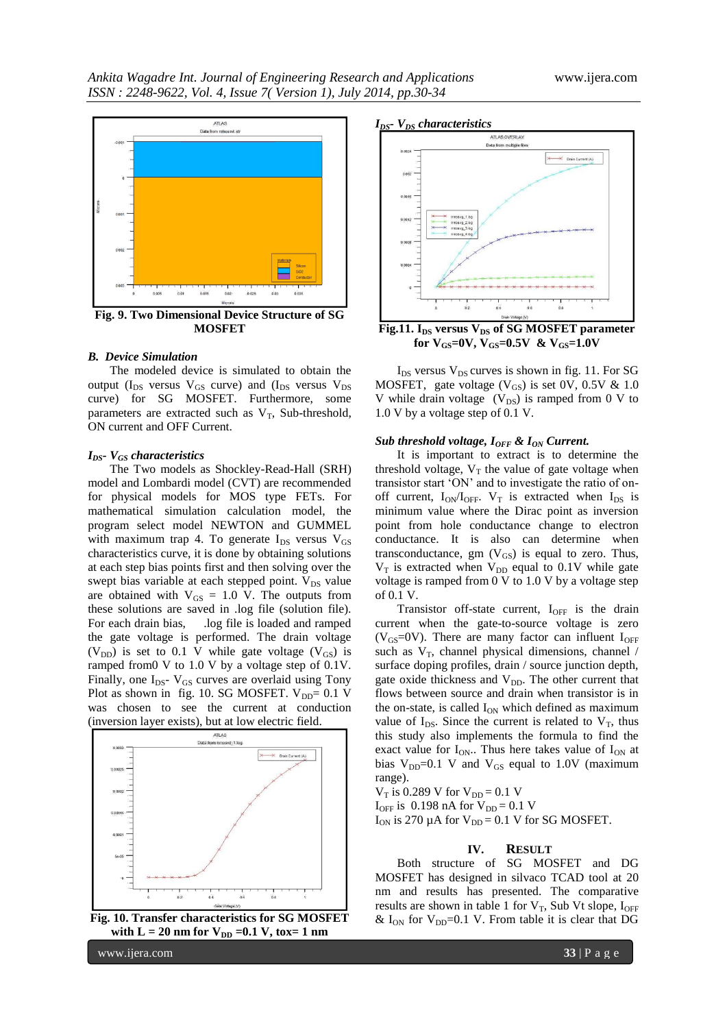Fig. 9. Two Dimensional Device Structure of SG MOSFET

### B. Device Simulation

The modeled device is simulated to obtain the output ($I_{DS}$ versus $V_{GS}$ curve) and ($I_{DS}$ versus $V_{DS}$ curve) for SG MOSFET. Furthermore, some parameters are extracted such as $V_T$, Sub-threshold, ON current and OFF Current.

#### $I_{DS}$- $V_{GS}$ characteristics

The Two models as Shockley-Read-Hall (SRH) model and Lombardi model (CVT) are recommended for physical models for MOS type FETs. For mathematical simulation calculation model, the program select model NEWTON and GUMMEL with maximum trap 4. To generate $I_{DS}$ versus $V_{GS}$ characteristics curve, it is done by obtaining solutions at each step bias points first and then solving over the swept bias variable at each stepped point. $V_{DS}$ value are obtained with $V_{GS}$ = 1.0 V. The outputs from these solutions are saved in .log file (solution file). For each drain bias, .log file is loaded and ramped the gate voltage is performed. The drain voltage ($V_{DD}$) is set to 0.1 V while gate voltage ($V_{GS}$) is ramped from0 V to 1.0 V by a voltage step of 0.1V. Finally, one $I_{DS}$- $V_{GS}$ curves are overlaid using Tony Plot as shown in fig. 10. SG MOSFET. $V_{DD}$= 0.1 V was chosen to see the current at conduction (inversion layer exists), but at low electric field.

Fig. 10. Transfer characteristics for SG MOSFET with L = 20 nm for $V_{DD}$ =0.1 V, tox= 1 nm

#### $I_{DS}$- $V_{DS}$ characteristics

Fig.11. $I_{DS}$ versus $V_{DS}$ of SG MOSFET parameter for $V_{GS}$=0V, $V_{GS}$=0.5V & $V_{GS}$=1.0V

$I_{DS}$ versus $V_{DS}$ curves is shown in fig. 11. For SG MOSFET, gate voltage ($V_{GS}$) is set 0V, 0.5V & 1.0 V while drain voltage ($V_{DS}$) is ramped from 0 V to 1.0 V by a voltage step of 0.1 V.

#### Sub threshold voltage, $I_{OFF}$ & $I_{ON}$ Current.

It is important to extract is to determine the threshold voltage, $V_T$ the value of gate voltage when transistor start 'ON' and to investigate the ratio of on-off current, $I_{ON}/I_{OFF}$. $V_T$ is extracted when $I_{DS}$ is minimum value where the Dirac point as inversion point from hole conductance change to electron conductance. It is also can determine when transconductance, gm ($V_{GS}$) is equal to zero. Thus, $V_T$ is extracted when $V_{DD}$ equal to 0.1V while gate voltage is ramped from 0 V to 1.0 V by a voltage step of 0.1 V.

Transistor off-state current, $I_{OFF}$ is the drain current when the gate-to-source voltage is zero ($V_{GS}$=0V). There are many factor can influent $I_{OFF}$ such as $V_T$, channel physical dimensions, channel / surface doping profiles, drain / source junction depth, gate oxide thickness and $V_{DD}$. The other current that flows between source and drain when transistor is in the on-state, is called $I_{ON}$ which defined as maximum value of $I_{DS}$. Since the current is related to $V_T$, thus this study also implements the formula to find the exact value for $I_{ON}$.. Thus here takes value of $I_{ON}$ at bias $V_{DD}$=0.1 V and $V_{GS}$ equal to 1.0V (maximum range).

$V_T$ is 0.289 V for $V_{DD}$ = 0.1 V
$I_{OFF}$ is 0.198 nA for $V_{DD}$ = 0.1 V
$I_{ON}$ is 270 µA for $V_{DD}$ = 0.1 V for SG MOSFET.

## IV. Result

Both structure of SG MOSFET and DG MOSFET has designed in silvaco TCAD tool at 20 nm and results has presented. The comparative results are shown in table 1 for $V_T$, Sub Vt slope, $I_{OFF}$ & $I_{ON}$ for $V_{DD}$=0.1 V. From table it is clear that DG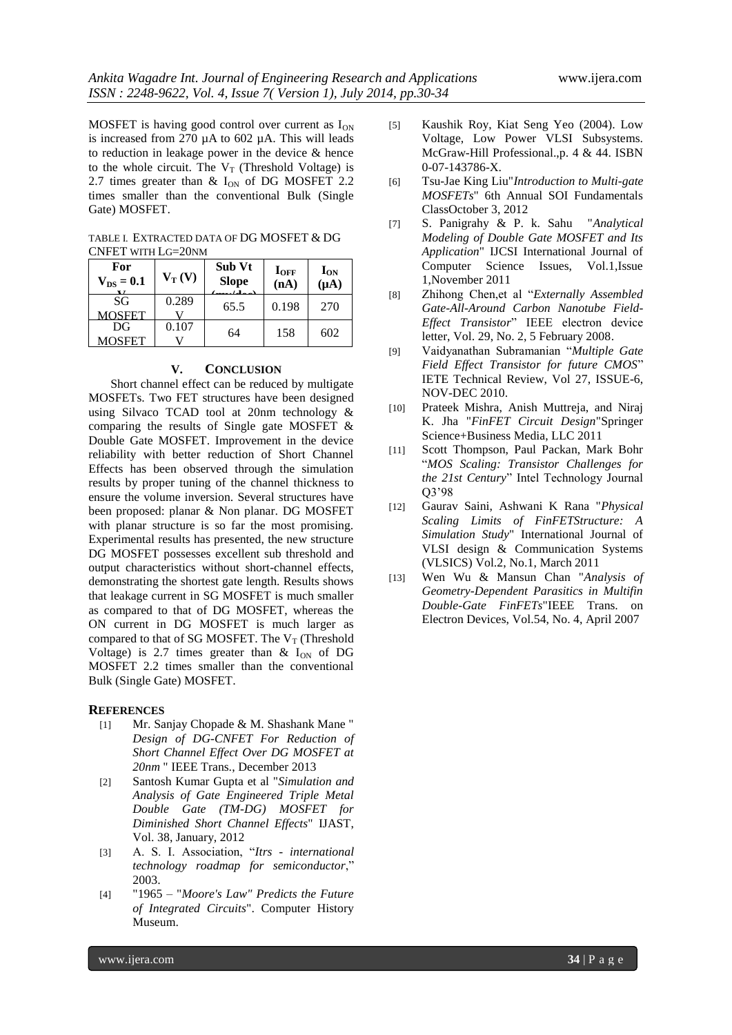MOSFET is having good control over current as $I_{ON}$ is increased from 270 µA to 602 µA. This will leads to reduction in leakage power in the device & hence to the whole circuit. The $V_T$ (Threshold Voltage) is 2.7 times greater than & $I_{ON}$ of DG MOSFET 2.2 times smaller than the conventional Bulk (Single Gate) MOSFET.

TABLE I. EXTRACTED DATA OF DG MOSFET & DG CNFET WITH LG=20NM

| For $V_{DS}$ = 0.1 V | $V_T$ (V) | Sub Vt Slope (mv/dec) | $I_{OFF}$ (nA) | $I_{ON}$ (µA) |
|---|---|---|---|---|
| SG MOSFET | 0.289 V | 65.5 | 0.198 | 270 |
| DG MOSFET | 0.107 V | 64 | 158 | 602 |

## V. CONCLUSION

Short channel effect can be reduced by multigate MOSFETs. Two FET structures have been designed using Silvaco TCAD tool at 20nm technology & comparing the results of Single gate MOSFET & Double Gate MOSFET. Improvement in the device reliability with better reduction of Short Channel Effects has been observed through the simulation results by proper tuning of the channel thickness to ensure the volume inversion. Several structures have been proposed: planar & Non planar. DG MOSFET with planar structure is so far the most promising. Experimental results has presented, the new structure DG MOSFET possesses excellent sub threshold and output characteristics without short-channel effects, demonstrating the shortest gate length. Results shows that leakage current in SG MOSFET is much smaller as compared to that of DG MOSFET, whereas the ON current in DG MOSFET is much larger as compared to that of SG MOSFET. The $V_T$ (Threshold Voltage) is 2.7 times greater than & $I_{ON}$ of DG MOSFET 2.2 times smaller than the conventional Bulk (Single Gate) MOSFET.

## REFERENCES

[1] Mr. Sanjay Chopade & M. Shashank Mane " *Design of DG-CNFET For Reduction of Short Channel Effect Over DG MOSFET at 20nm* " IEEE Trans., December 2013

[2] Santosh Kumar Gupta et al "*Simulation and Analysis of Gate Engineered Triple Metal Double Gate (TM-DG) MOSFET for Diminished Short Channel Effects*" IJAST, Vol. 38, January, 2012

[3] A. S. I. Association, "*Itrs - international technology roadmap for semiconductor*," 2003.

[4] "1965 – "*Moore's Law" Predicts the Future of Integrated Circuits*". Computer History Museum.

[5] Kaushik Roy, Kiat Seng Yeo (2004). Low Voltage, Low Power VLSI Subsystems. McGraw-Hill Professional.,p. 4 & 44. ISBN 0-07-143786-X.

[6] Tsu-Jae King Liu"*Introduction to Multi-gate MOSFETs*" 6th Annual SOI Fundamentals ClassOctober 3, 2012

[7] S. Panigrahy & P. k. Sahu "*Analytical Modeling of Double Gate MOSFET and Its Application*" IJCSI International Journal of Computer Science Issues, Vol.1,Issue 1,November 2011

[8] Zhihong Chen,et al "*Externally Assembled Gate-All-Around Carbon Nanotube Field-Effect Transistor*" IEEE electron device letter, Vol. 29, No. 2, 5 February 2008.

[9] Vaidyanathan Subramanian "*Multiple Gate Field Effect Transistor for future CMOS*" IETE Technical Review, Vol 27, ISSUE-6, NOV-DEC 2010.

[10] Prateek Mishra, Anish Muttreja, and Niraj K. Jha "*FinFET Circuit Design*"Springer Science+Business Media, LLC 2011

[11] Scott Thompson, Paul Packan, Mark Bohr "*MOS Scaling: Transistor Challenges for the 21st Century*" Intel Technology Journal Q3'98

[12] Gaurav Saini, Ashwani K Rana "*Physical Scaling Limits of FinFETStructure: A Simulation Study*" International Journal of VLSI design & Communication Systems (VLSICS) Vol.2, No.1, March 2011

[13] Wen Wu & Mansun Chan "*Analysis of Geometry-Dependent Parasitics in Multifin Double-Gate FinFETs*"IEEE Trans. on Electron Devices, Vol.54, No. 4, April 2007